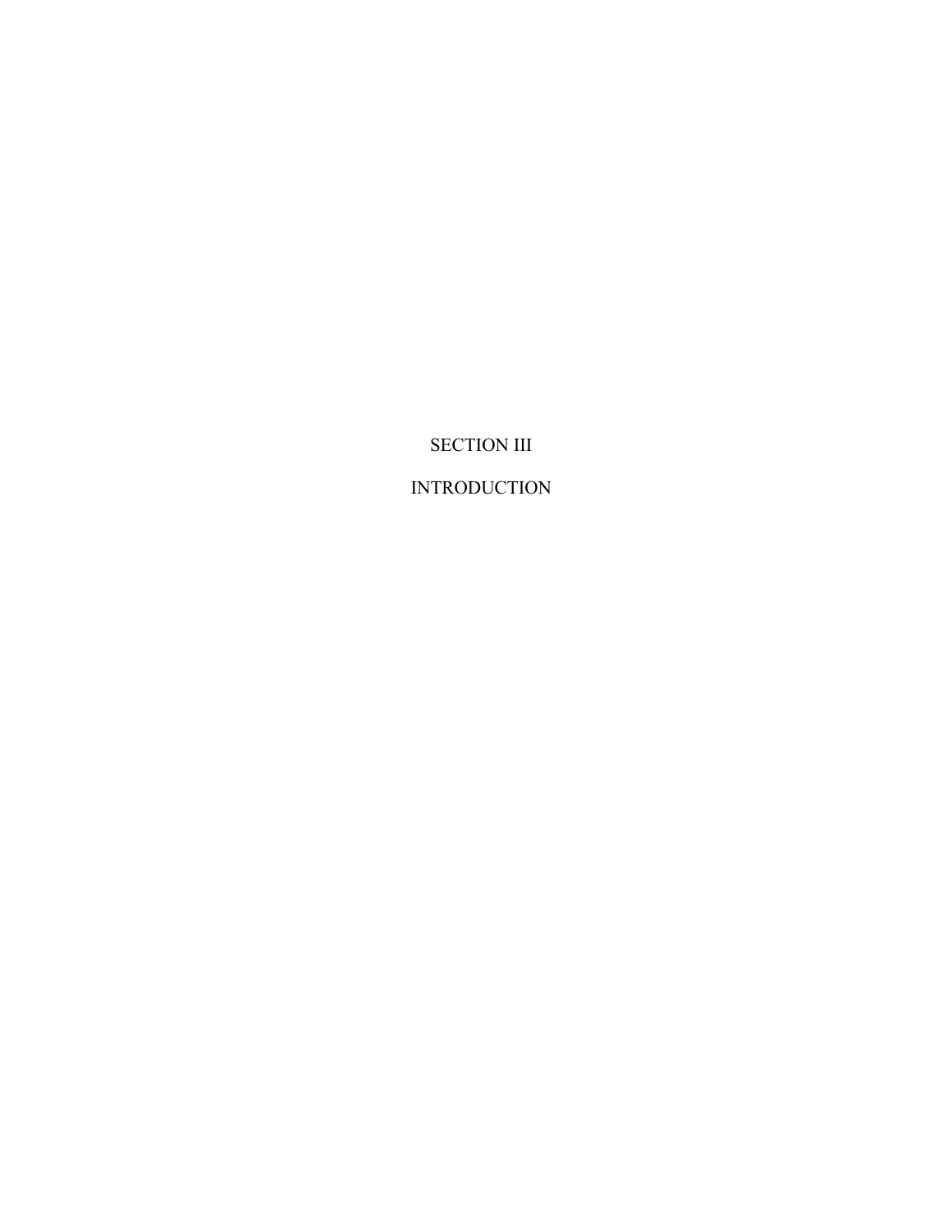# SECTION III

# INTRODUCTION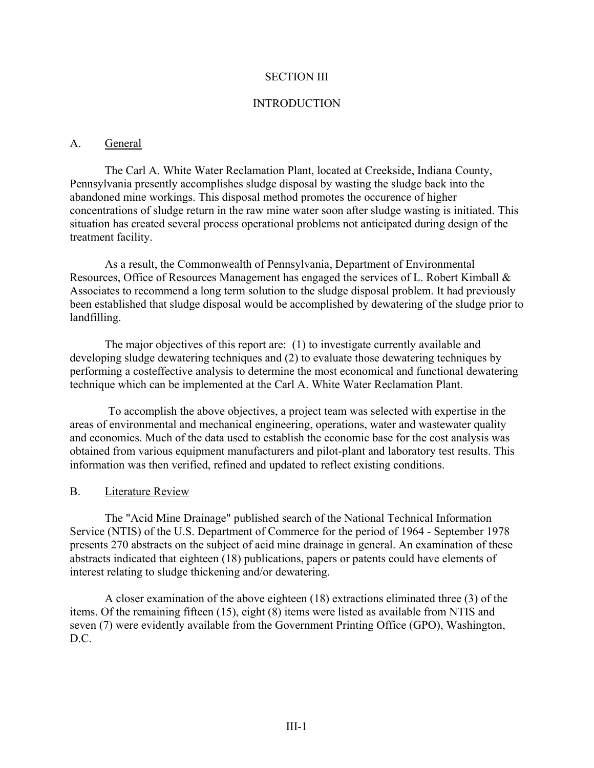# SECTION III

## INTRODUCTION

### A. General

The Carl A. White Water Reclamation Plant, located at Creekside, Indiana County, Pennsylvania presently accomplishes sludge disposal by wasting the sludge back into the abandoned mine workings. This disposal method promotes the occurence of higher concentrations of sludge return in the raw mine water soon after sludge wasting is initiated. This situation has created several process operational problems not anticipated during design of the treatment facility.

As a result, the Commonwealth of Pennsylvania, Department of Environmental Resources, Office of Resources Management has engaged the services of L. Robert Kimball & Associates to recommend a long term solution to the sludge disposal problem. It had previously been established that sludge disposal would be accomplished by dewatering of the sludge prior to landfilling.

The major objectives of this report are: (1) to investigate currently available and developing sludge dewatering techniques and (2) to evaluate those dewatering techniques by performing a costeffective analysis to determine the most economical and functional dewatering technique which can be implemented at the Carl A. White Water Reclamation Plant.

To accomplish the above objectives, a project team was selected with expertise in the areas of environmental and mechanical engineering, operations, water and wastewater quality and economics. Much of the data used to establish the economic base for the cost analysis was obtained from various equipment manufacturers and pilot-plant and laboratory test results. This information was then verified, refined and updated to reflect existing conditions.

### B. Literature Review

The "Acid Mine Drainage" published search of the National Technical Information Service (NTIS) of the U.S. Department of Commerce for the period of 1964 - September 1978 presents 270 abstracts on the subject of acid mine drainage in general. An examination of these abstracts indicated that eighteen (18) publications, papers or patents could have elements of interest relating to sludge thickening and/or dewatering.

A closer examination of the above eighteen (18) extractions eliminated three (3) of the items. Of the remaining fifteen (15), eight (8) items were listed as available from NTIS and seven (7) were evidently available from the Government Printing Office (GPO), Washington, D.C.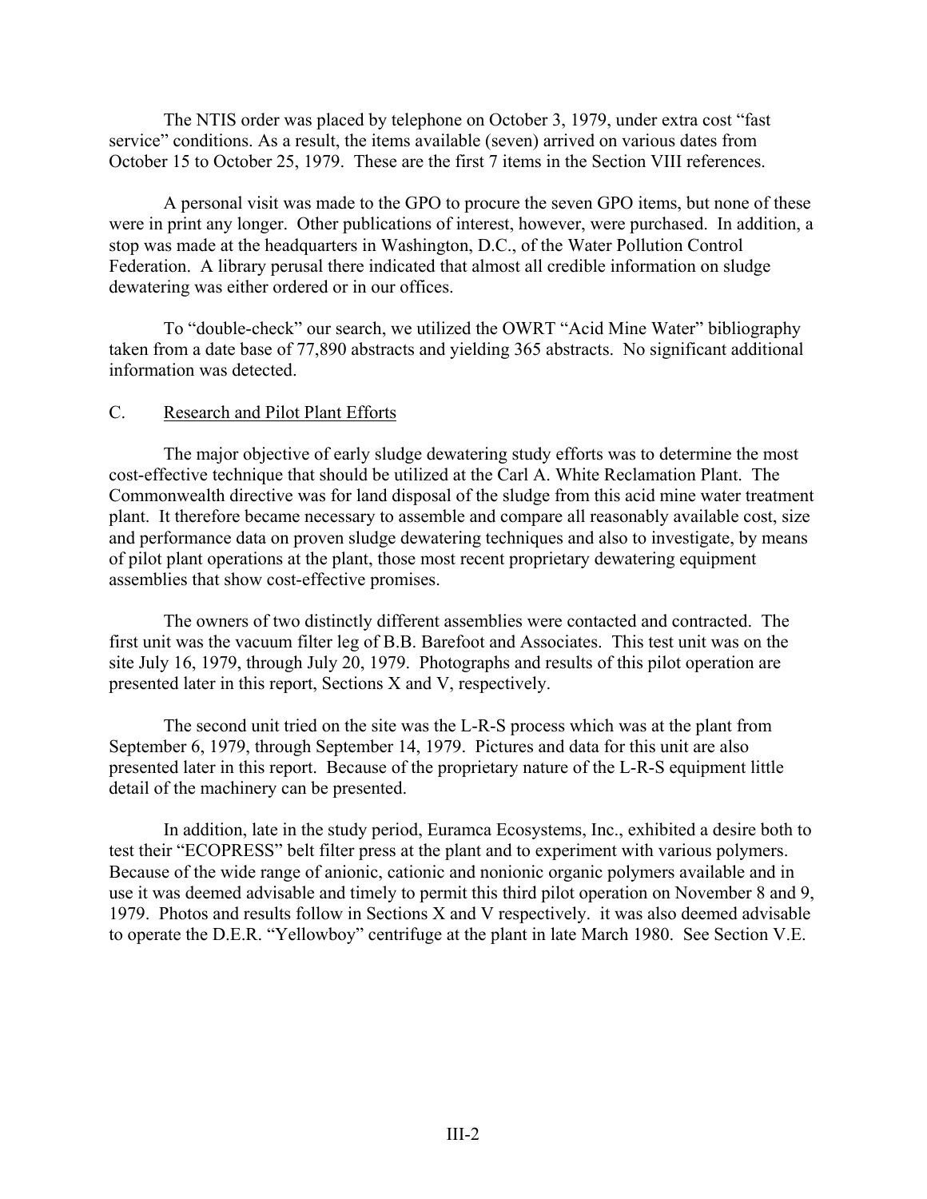The NTIS order was placed by telephone on October 3, 1979, under extra cost "fast service" conditions. As a result, the items available (seven) arrived on various dates from October 15 to October 25, 1979. These are the first 7 items in the Section VIII references.

A personal visit was made to the GPO to procure the seven GPO items, but none of these were in print any longer. Other publications of interest, however, were purchased. In addition, a stop was made at the headquarters in Washington, D.C., of the Water Pollution Control Federation. A library perusal there indicated that almost all credible information on sludge dewatering was either ordered or in our offices.

To "double-check" our search, we utilized the OWRT "Acid Mine Water" bibliography taken from a date base of 77,890 abstracts and yielding 365 abstracts. No significant additional information was detected.

## C. Research and Pilot Plant Efforts

The major objective of early sludge dewatering study efforts was to determine the most cost-effective technique that should be utilized at the Carl A. White Reclamation Plant. The Commonwealth directive was for land disposal of the sludge from this acid mine water treatment plant. It therefore became necessary to assemble and compare all reasonably available cost, size and performance data on proven sludge dewatering techniques and also to investigate, by means of pilot plant operations at the plant, those most recent proprietary dewatering equipment assemblies that show cost-effective promises.

The owners of two distinctly different assemblies were contacted and contracted. The first unit was the vacuum filter leg of B.B. Barefoot and Associates. This test unit was on the site July 16, 1979, through July 20, 1979. Photographs and results of this pilot operation are presented later in this report, Sections X and V, respectively.

The second unit tried on the site was the L-R-S process which was at the plant from September 6, 1979, through September 14, 1979. Pictures and data for this unit are also presented later in this report. Because of the proprietary nature of the L-R-S equipment little detail of the machinery can be presented.

In addition, late in the study period, Euramca Ecosystems, Inc., exhibited a desire both to test their "ECOPRESS" belt filter press at the plant and to experiment with various polymers. Because of the wide range of anionic, cationic and nonionic organic polymers available and in use it was deemed advisable and timely to permit this third pilot operation on November 8 and 9, 1979. Photos and results follow in Sections X and V respectively. it was also deemed advisable to operate the D.E.R. "Yellowboy" centrifuge at the plant in late March 1980. See Section V.E.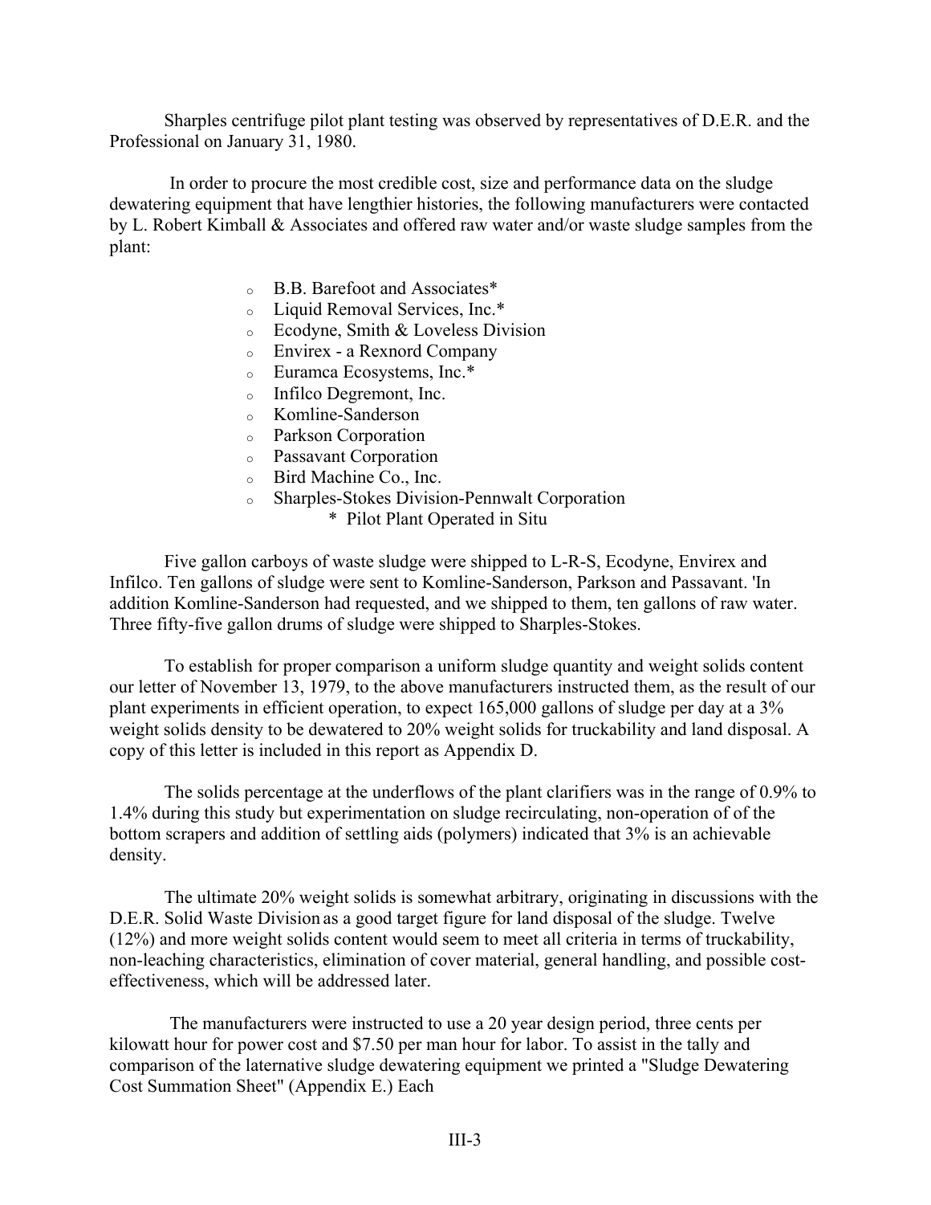Sharples centrifuge pilot plant testing was observed by representatives of D.E.R. and the Professional on January 31, 1980.

In order to procure the most credible cost, size and performance data on the sludge dewatering equipment that have lengthier histories, the following manufacturers were contacted by L. Robert Kimball & Associates and offered raw water and/or waste sludge samples from the plant:

- B.B. Barefoot and Associates*
- Liquid Removal Services, Inc.*
- Ecodyne, Smith & Loveless Division
- Envirex - a Rexnord Company
- Euramca Ecosystems, Inc.*
- Infilco Degremont, Inc.
- Komline-Sanderson
- Parkson Corporation
- Passavant Corporation
- Bird Machine Co., Inc.
- Sharples-Stokes Division-Pennwalt Corporation

\* Pilot Plant Operated in Situ

Five gallon carboys of waste sludge were shipped to L-R-S, Ecodyne, Envirex and Infilco. Ten gallons of sludge were sent to Komline-Sanderson, Parkson and Passavant. 'In addition Komline-Sanderson had requested, and we shipped to them, ten gallons of raw water. Three fifty-five gallon drums of sludge were shipped to Sharples-Stokes.

To establish for proper comparison a uniform sludge quantity and weight solids content our letter of November 13, 1979, to the above manufacturers instructed them, as the result of our plant experiments in efficient operation, to expect 165,000 gallons of sludge per day at a 3% weight solids density to be dewatered to 20% weight solids for truckability and land disposal. A copy of this letter is included in this report as Appendix D.

The solids percentage at the underflows of the plant clarifiers was in the range of 0.9% to 1.4% during this study but experimentation on sludge recirculating, non-operation of of the bottom scrapers and addition of settling aids (polymers) indicated that 3% is an achievable density.

The ultimate 20% weight solids is somewhat arbitrary, originating in discussions with the D.E.R. Solid Waste Division as a good target figure for land disposal of the sludge. Twelve (12%) and more weight solids content would seem to meet all criteria in terms of truckability, non-leaching characteristics, elimination of cover material, general handling, and possible cost-effectiveness, which will be addressed later.

The manufacturers were instructed to use a 20 year design period, three cents per kilowatt hour for power cost and $7.50 per man hour for labor. To assist in the tally and comparison of the laternative sludge dewatering equipment we printed a "Sludge Dewatering Cost Summation Sheet" (Appendix E.) Each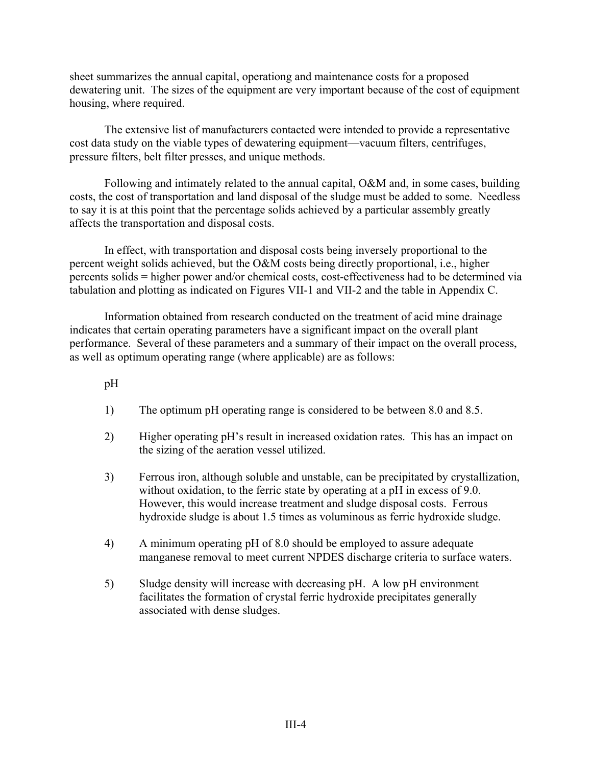sheet summarizes the annual capital, operationg and maintenance costs for a proposed dewatering unit. The sizes of the equipment are very important because of the cost of equipment housing, where required.

The extensive list of manufacturers contacted were intended to provide a representative cost data study on the viable types of dewatering equipment—vacuum filters, centrifuges, pressure filters, belt filter presses, and unique methods.

Following and intimately related to the annual capital, O&M and, in some cases, building costs, the cost of transportation and land disposal of the sludge must be added to some. Needless to say it is at this point that the percentage solids achieved by a particular assembly greatly affects the transportation and disposal costs.

In effect, with transportation and disposal costs being inversely proportional to the percent weight solids achieved, but the O&M costs being directly proportional, i.e., higher percents solids = higher power and/or chemical costs, cost-effectiveness had to be determined via tabulation and plotting as indicated on Figures VII-1 and VII-2 and the table in Appendix C.

Information obtained from research conducted on the treatment of acid mine drainage indicates that certain operating parameters have a significant impact on the overall plant performance. Several of these parameters and a summary of their impact on the overall process, as well as optimum operating range (where applicable) are as follows:

pH

1) The optimum pH operating range is considered to be between 8.0 and 8.5.

2) Higher operating pH's result in increased oxidation rates. This has an impact on the sizing of the aeration vessel utilized.

3) Ferrous iron, although soluble and unstable, can be precipitated by crystallization, without oxidation, to the ferric state by operating at a pH in excess of 9.0. However, this would increase treatment and sludge disposal costs. Ferrous hydroxide sludge is about 1.5 times as voluminous as ferric hydroxide sludge.

4) A minimum operating pH of 8.0 should be employed to assure adequate manganese removal to meet current NPDES discharge criteria to surface waters.

5) Sludge density will increase with decreasing pH. A low pH environment facilitates the formation of crystal ferric hydroxide precipitates generally associated with dense sludges.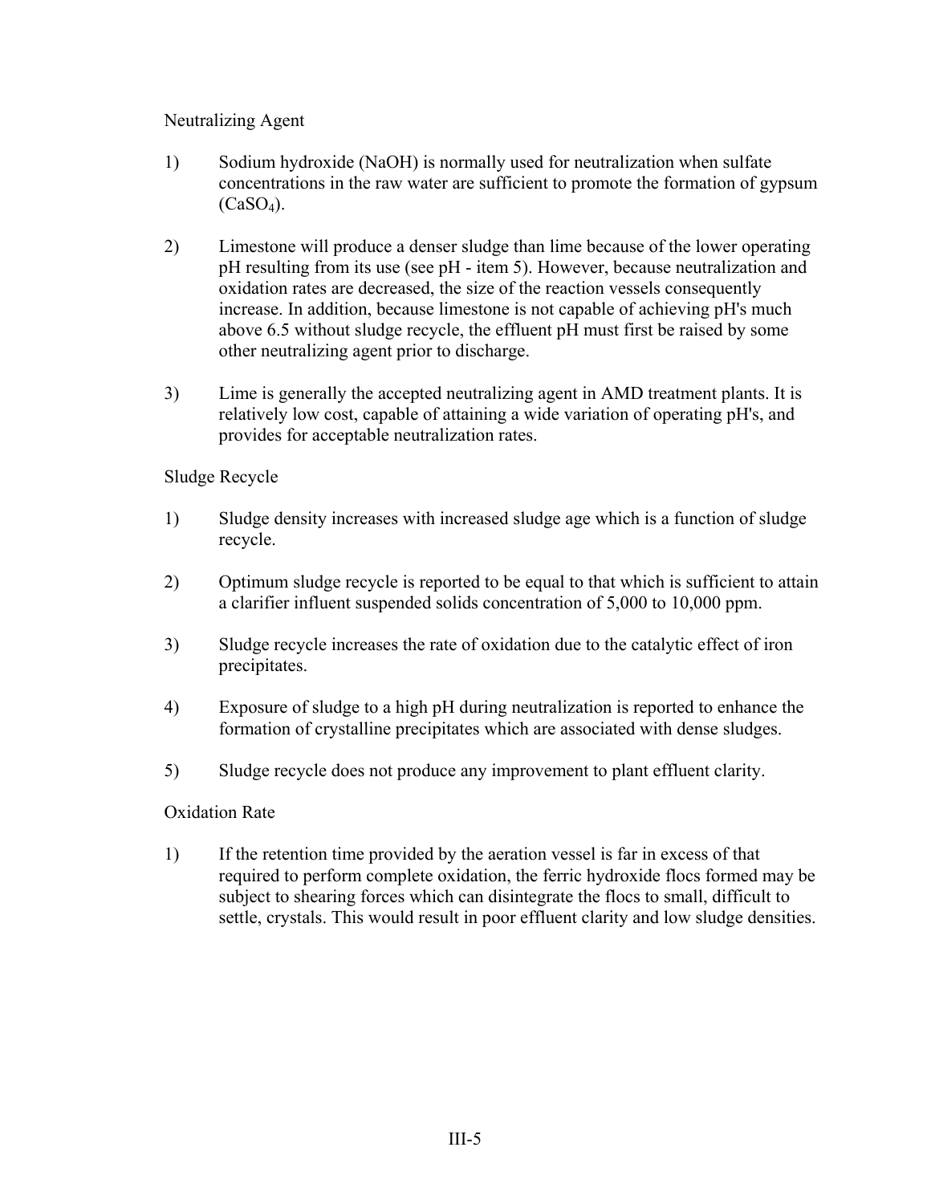Neutralizing Agent

1) Sodium hydroxide (NaOH) is normally used for neutralization when sulfate concentrations in the raw water are sufficient to promote the formation of gypsum ($CaSO_4$).

2) Limestone will produce a denser sludge than lime because of the lower operating pH resulting from its use (see pH - item 5). However, because neutralization and oxidation rates are decreased, the size of the reaction vessels consequently increase. In addition, because limestone is not capable of achieving pH's much above 6.5 without sludge recycle, the effluent pH must first be raised by some other neutralizing agent prior to discharge.

3) Lime is generally the accepted neutralizing agent in AMD treatment plants. It is relatively low cost, capable of attaining a wide variation of operating pH's, and provides for acceptable neutralization rates.

Sludge Recycle

1) Sludge density increases with increased sludge age which is a function of sludge recycle.

2) Optimum sludge recycle is reported to be equal to that which is sufficient to attain a clarifier influent suspended solids concentration of 5,000 to 10,000 ppm.

3) Sludge recycle increases the rate of oxidation due to the catalytic effect of iron precipitates.

4) Exposure of sludge to a high pH during neutralization is reported to enhance the formation of crystalline precipitates which are associated with dense sludges.

5) Sludge recycle does not produce any improvement to plant effluent clarity.

Oxidation Rate

1) If the retention time provided by the aeration vessel is far in excess of that required to perform complete oxidation, the ferric hydroxide flocs formed may be subject to shearing forces which can disintegrate the flocs to small, difficult to settle, crystals. This would result in poor effluent clarity and low sludge densities.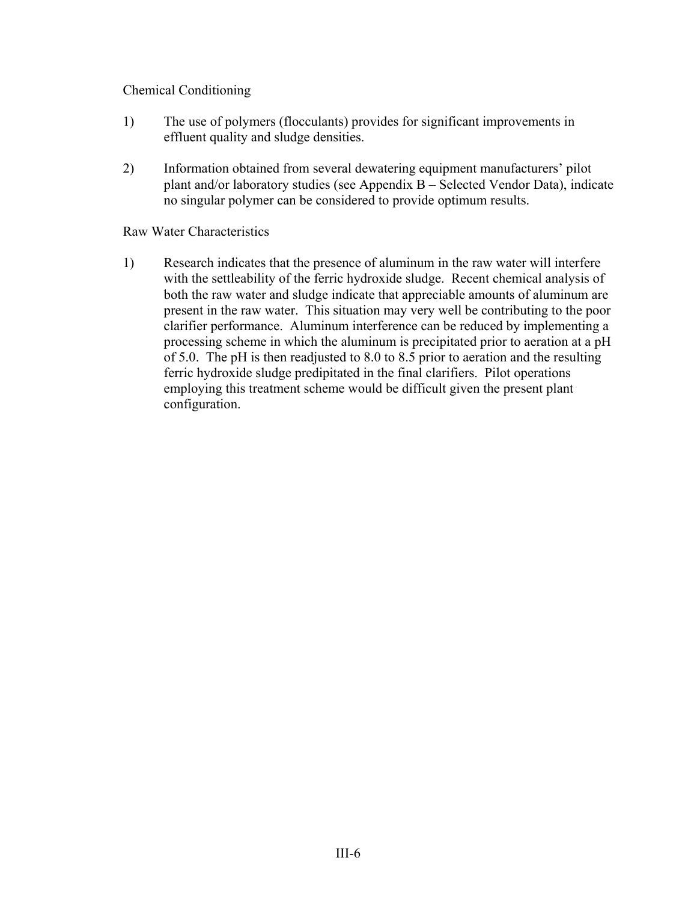Chemical Conditioning

1) The use of polymers (flocculants) provides for significant improvements in effluent quality and sludge densities.

2) Information obtained from several dewatering equipment manufacturers' pilot plant and/or laboratory studies (see Appendix B – Selected Vendor Data), indicate no singular polymer can be considered to provide optimum results.

Raw Water Characteristics

1) Research indicates that the presence of aluminum in the raw water will interfere with the settleability of the ferric hydroxide sludge. Recent chemical analysis of both the raw water and sludge indicate that appreciable amounts of aluminum are present in the raw water. This situation may very well be contributing to the poor clarifier performance. Aluminum interference can be reduced by implementing a processing scheme in which the aluminum is precipitated prior to aeration at a pH of 5.0. The pH is then readjusted to 8.0 to 8.5 prior to aeration and the resulting ferric hydroxide sludge predipitated in the final clarifiers. Pilot operations employing this treatment scheme would be difficult given the present plant configuration.